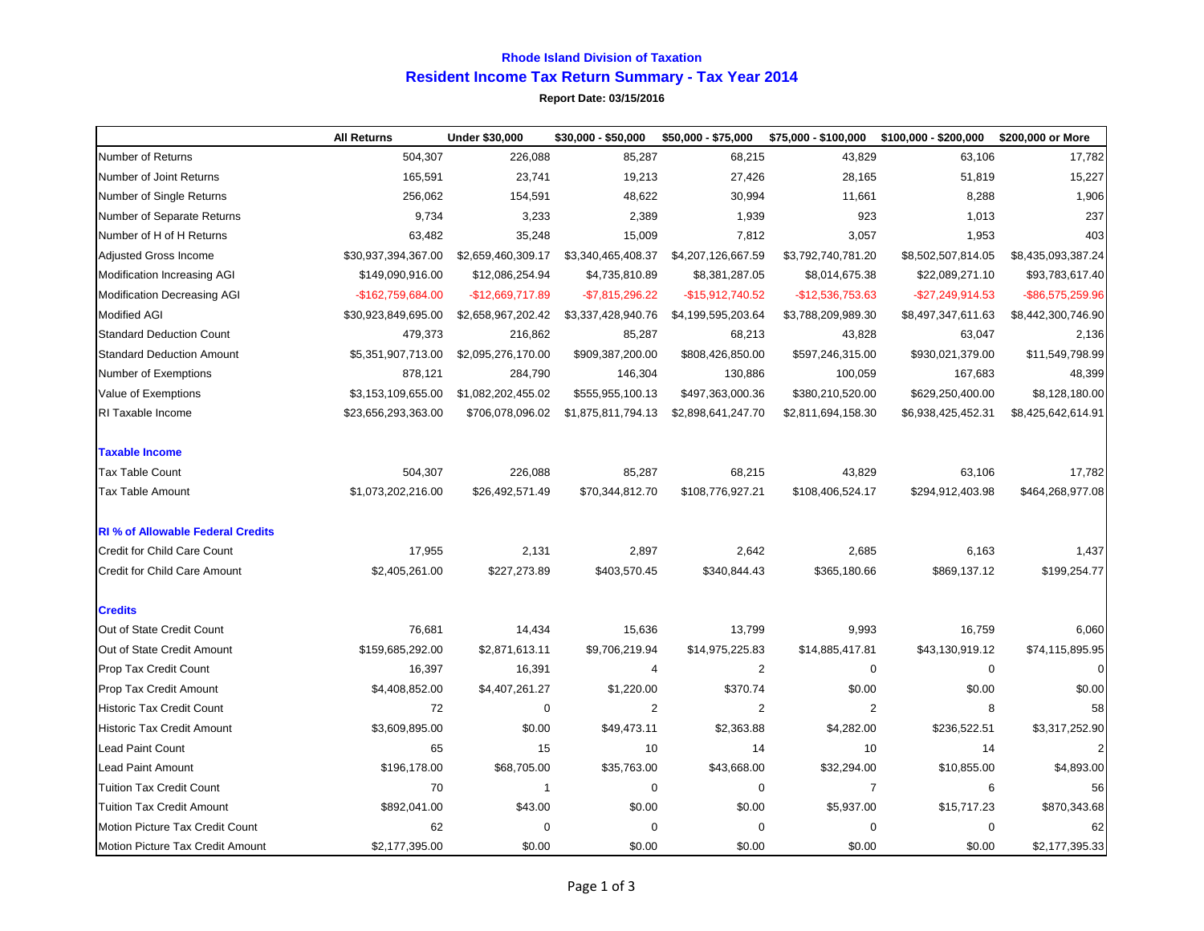# Rhode Island Division of Taxation

## Resident Income Tax Return Summary - Tax Year 2014

**Report Date: 03/15/2016**

| | All Returns | Under $30,000 | $30,000 - $50,000 | $50,000 - $75,000 | $75,000 - $100,000 | $100,000 - $200,000 | $200,000 or More |
|---|---|---|---|---|---|---|---|
| Number of Returns | 504,307 | 226,088 | 85,287 | 68,215 | 43,829 | 63,106 | 17,782 |
| Number of Joint Returns | 165,591 | 23,741 | 19,213 | 27,426 | 28,165 | 51,819 | 15,227 |
| Number of Single Returns | 256,062 | 154,591 | 48,622 | 30,994 | 11,661 | 8,288 | 1,906 |
| Number of Separate Returns | 9,734 | 3,233 | 2,389 | 1,939 | 923 | 1,013 | 237 |
| Number of H of H Returns | 63,482 | 35,248 | 15,009 | 7,812 | 3,057 | 1,953 | 403 |
| Adjusted Gross Income | $30,937,394,367.00 | $2,659,460,309.17 | $3,340,465,408.37 | $4,207,126,667.59 | $3,792,740,781.20 | $8,502,507,814.05 | $8,435,093,387.24 |
| Modification Increasing AGI | $149,090,916.00 | $12,086,254.94 | $4,735,810.89 | $8,381,287.05 | $8,014,675.38 | $22,089,271.10 | $93,783,617.40 |
| Modification Decreasing AGI | -$162,759,684.00 | -$12,669,717.89 | -$7,815,296.22 | -$15,912,740.52 | -$12,536,753.63 | -$27,249,914.53 | -$86,575,259.96 |
| Modified AGI | $30,923,849,695.00 | $2,658,967,202.42 | $3,337,428,940.76 | $4,199,595,203.64 | $3,788,209,989.30 | $8,497,347,611.63 | $8,442,300,746.90 |
| Standard Deduction Count | 479,373 | 216,862 | 85,287 | 68,213 | 43,828 | 63,047 | 2,136 |
| Standard Deduction Amount | $5,351,907,713.00 | $2,095,276,170.00 | $909,387,200.00 | $808,426,850.00 | $597,246,315.00 | $930,021,379.00 | $11,549,798.99 |
| Number of Exemptions | 878,121 | 284,790 | 146,304 | 130,886 | 100,059 | 167,683 | 48,399 |
| Value of Exemptions | $3,153,109,655.00 | $1,082,202,455.02 | $555,955,100.13 | $497,363,000.36 | $380,210,520.00 | $629,250,400.00 | $8,128,180.00 |
| RI Taxable Income | $23,656,293,363.00 | $706,078,096.02 | $1,875,811,794.13 | $2,898,641,247.70 | $2,811,694,158.30 | $6,938,425,452.31 | $8,425,642,614.91 |
| **Taxable Income** | | | | | | | |
| Tax Table Count | 504,307 | 226,088 | 85,287 | 68,215 | 43,829 | 63,106 | 17,782 |
| Tax Table Amount | $1,073,202,216.00 | $26,492,571.49 | $70,344,812.70 | $108,776,927.21 | $108,406,524.17 | $294,912,403.98 | $464,268,977.08 |
| **RI % of Allowable Federal Credits** | | | | | | | |
| Credit for Child Care Count | 17,955 | 2,131 | 2,897 | 2,642 | 2,685 | 6,163 | 1,437 |
| Credit for Child Care Amount | $2,405,261.00 | $227,273.89 | $403,570.45 | $340,844.43 | $365,180.66 | $869,137.12 | $199,254.77 |
| **Credits** | | | | | | | |
| Out of State Credit Count | 76,681 | 14,434 | 15,636 | 13,799 | 9,993 | 16,759 | 6,060 |
| Out of State Credit Amount | $159,685,292.00 | $2,871,613.11 | $9,706,219.94 | $14,975,225.83 | $14,885,417.81 | $43,130,919.12 | $74,115,895.95 |
| Prop Tax Credit Count | 16,397 | 16,391 | 4 | 2 | 0 | 0 | 0 |
| Prop Tax Credit Amount | $4,408,852.00 | $4,407,261.27 | $1,220.00 | $370.74 | $0.00 | $0.00 | $0.00 |
| Historic Tax Credit Count | 72 | 0 | 2 | 2 | 2 | 8 | 58 |
| Historic Tax Credit Amount | $3,609,895.00 | $0.00 | $49,473.11 | $2,363.88 | $4,282.00 | $236,522.51 | $3,317,252.90 |
| Lead Paint Count | 65 | 15 | 10 | 14 | 10 | 14 | 2 |
| Lead Paint Amount | $196,178.00 | $68,705.00 | $35,763.00 | $43,668.00 | $32,294.00 | $10,855.00 | $4,893.00 |
| Tuition Tax Credit Count | 70 | 1 | 0 | 0 | 7 | 6 | 56 |
| Tuition Tax Credit Amount | $892,041.00 | $43.00 | $0.00 | $0.00 | $5,937.00 | $15,717.23 | $870,343.68 |
| Motion Picture Tax Credit Count | 62 | 0 | 0 | 0 | 0 | 0 | 62 |
| Motion Picture Tax Credit Amount | $2,177,395.00 | $0.00 | $0.00 | $0.00 | $0.00 | $0.00 | $2,177,395.33 |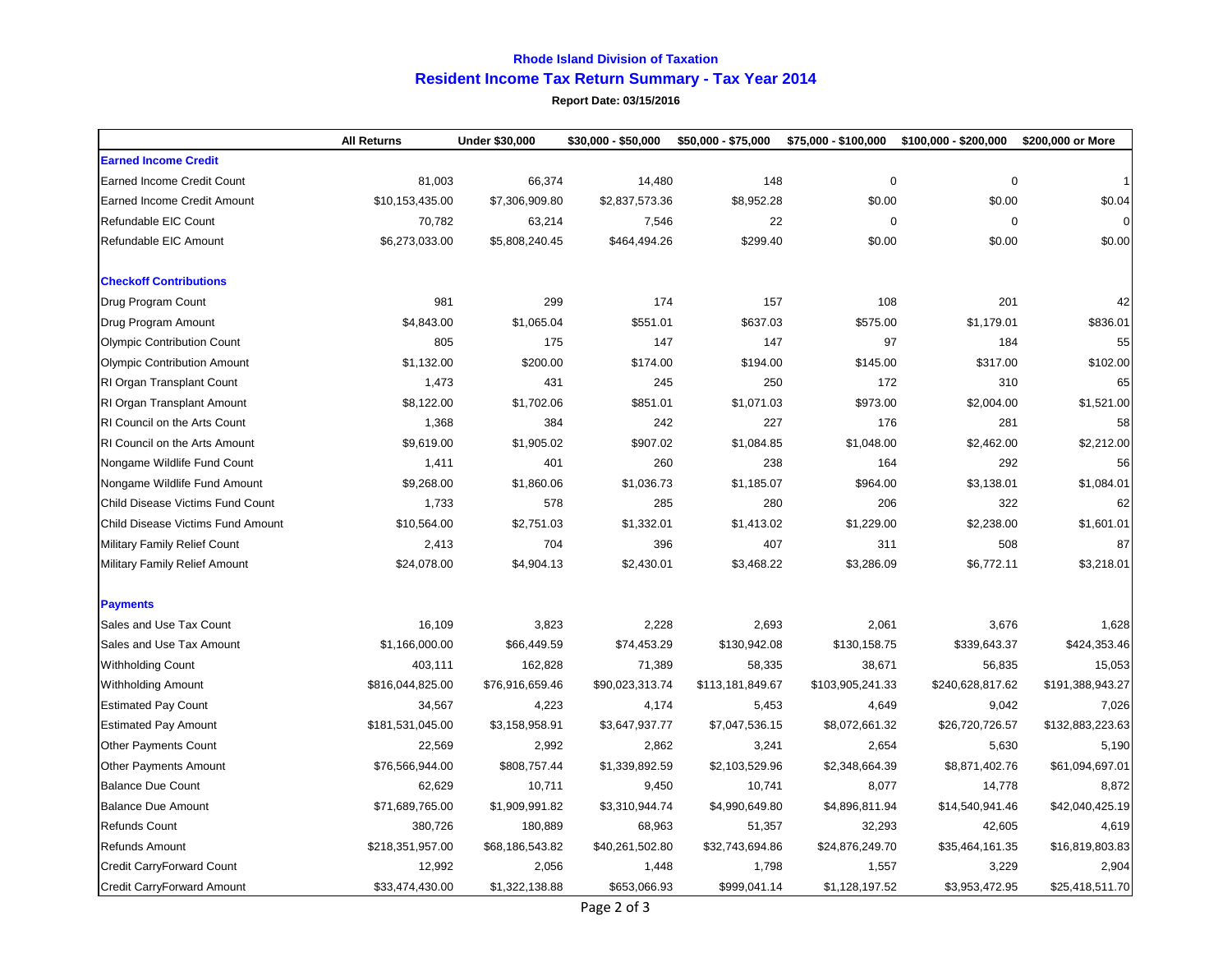**Rhode Island Division of Taxation**

**Resident Income Tax Return Summary - Tax Year 2014**

**Report Date: 03/15/2016**

| | All Returns | Under $30,000 | $30,000 - $50,000 | $50,000 - $75,000 | $75,000 - $100,000 | $100,000 - $200,000 | $200,000 or More |
|---|---|---|---|---|---|---|---|
| **Earned Income Credit** | | | | | | | |
| Earned Income Credit Count | 81,003 | 66,374 | 14,480 | 148 | 0 | 0 | 1 |
| Earned Income Credit Amount | $10,153,435.00 | $7,306,909.80 | $2,837,573.36 | $8,952.28 | $0.00 | $0.00 | $0.04 |
| Refundable EIC Count | 70,782 | 63,214 | 7,546 | 22 | 0 | 0 | 0 |
| Refundable EIC Amount | $6,273,033.00 | $5,808,240.45 | $464,494.26 | $299.40 | $0.00 | $0.00 | $0.00 |
| **Checkoff Contributions** | | | | | | | |
| Drug Program Count | 981 | 299 | 174 | 157 | 108 | 201 | 42 |
| Drug Program Amount | $4,843.00 | $1,065.04 | $551.01 | $637.03 | $575.00 | $1,179.01 | $836.01 |
| Olympic Contribution Count | 805 | 175 | 147 | 147 | 97 | 184 | 55 |
| Olympic Contribution Amount | $1,132.00 | $200.00 | $174.00 | $194.00 | $145.00 | $317.00 | $102.00 |
| RI Organ Transplant Count | 1,473 | 431 | 245 | 250 | 172 | 310 | 65 |
| RI Organ Transplant Amount | $8,122.00 | $1,702.06 | $851.01 | $1,071.03 | $973.00 | $2,004.00 | $1,521.00 |
| RI Council on the Arts Count | 1,368 | 384 | 242 | 227 | 176 | 281 | 58 |
| RI Council on the Arts Amount | $9,619.00 | $1,905.02 | $907.02 | $1,084.85 | $1,048.00 | $2,462.00 | $2,212.00 |
| Nongame Wildlife Fund Count | 1,411 | 401 | 260 | 238 | 164 | 292 | 56 |
| Nongame Wildlife Fund Amount | $9,268.00 | $1,860.06 | $1,036.73 | $1,185.07 | $964.00 | $3,138.01 | $1,084.01 |
| Child Disease Victims Fund Count | 1,733 | 578 | 285 | 280 | 206 | 322 | 62 |
| Child Disease Victims Fund Amount | $10,564.00 | $2,751.03 | $1,332.01 | $1,413.02 | $1,229.00 | $2,238.00 | $1,601.01 |
| Military Family Relief Count | 2,413 | 704 | 396 | 407 | 311 | 508 | 87 |
| Military Family Relief Amount | $24,078.00 | $4,904.13 | $2,430.01 | $3,468.22 | $3,286.09 | $6,772.11 | $3,218.01 |
| **Payments** | | | | | | | |
| Sales and Use Tax Count | 16,109 | 3,823 | 2,228 | 2,693 | 2,061 | 3,676 | 1,628 |
| Sales and Use Tax Amount | $1,166,000.00 | $66,449.59 | $74,453.29 | $130,942.08 | $130,158.75 | $339,643.37 | $424,353.46 |
| Withholding Count | 403,111 | 162,828 | 71,389 | 58,335 | 38,671 | 56,835 | 15,053 |
| Withholding Amount | $816,044,825.00 | $76,916,659.46 | $90,023,313.74 | $113,181,849.67 | $103,905,241.33 | $240,628,817.62 | $191,388,943.27 |
| Estimated Pay Count | 34,567 | 4,223 | 4,174 | 5,453 | 4,649 | 9,042 | 7,026 |
| Estimated Pay Amount | $181,531,045.00 | $3,158,958.91 | $3,647,937.77 | $7,047,536.15 | $8,072,661.32 | $26,720,726.57 | $132,883,223.63 |
| Other Payments Count | 22,569 | 2,992 | 2,862 | 3,241 | 2,654 | 5,630 | 5,190 |
| Other Payments Amount | $76,566,944.00 | $808,757.44 | $1,339,892.59 | $2,103,529.96 | $2,348,664.39 | $8,871,402.76 | $61,094,697.01 |
| Balance Due Count | 62,629 | 10,711 | 9,450 | 10,741 | 8,077 | 14,778 | 8,872 |
| Balance Due Amount | $71,689,765.00 | $1,909,991.82 | $3,310,944.74 | $4,990,649.80 | $4,896,811.94 | $14,540,941.46 | $42,040,425.19 |
| Refunds Count | 380,726 | 180,889 | 68,963 | 51,357 | 32,293 | 42,605 | 4,619 |
| Refunds Amount | $218,351,957.00 | $68,186,543.82 | $40,261,502.80 | $32,743,694.86 | $24,876,249.70 | $35,464,161.35 | $16,819,803.83 |
| Credit CarryForward Count | 12,992 | 2,056 | 1,448 | 1,798 | 1,557 | 3,229 | 2,904 |
| Credit CarryForward Amount | $33,474,430.00 | $1,322,138.88 | $653,066.93 | $999,041.14 | $1,128,197.52 | $3,953,472.95 | $25,418,511.70 |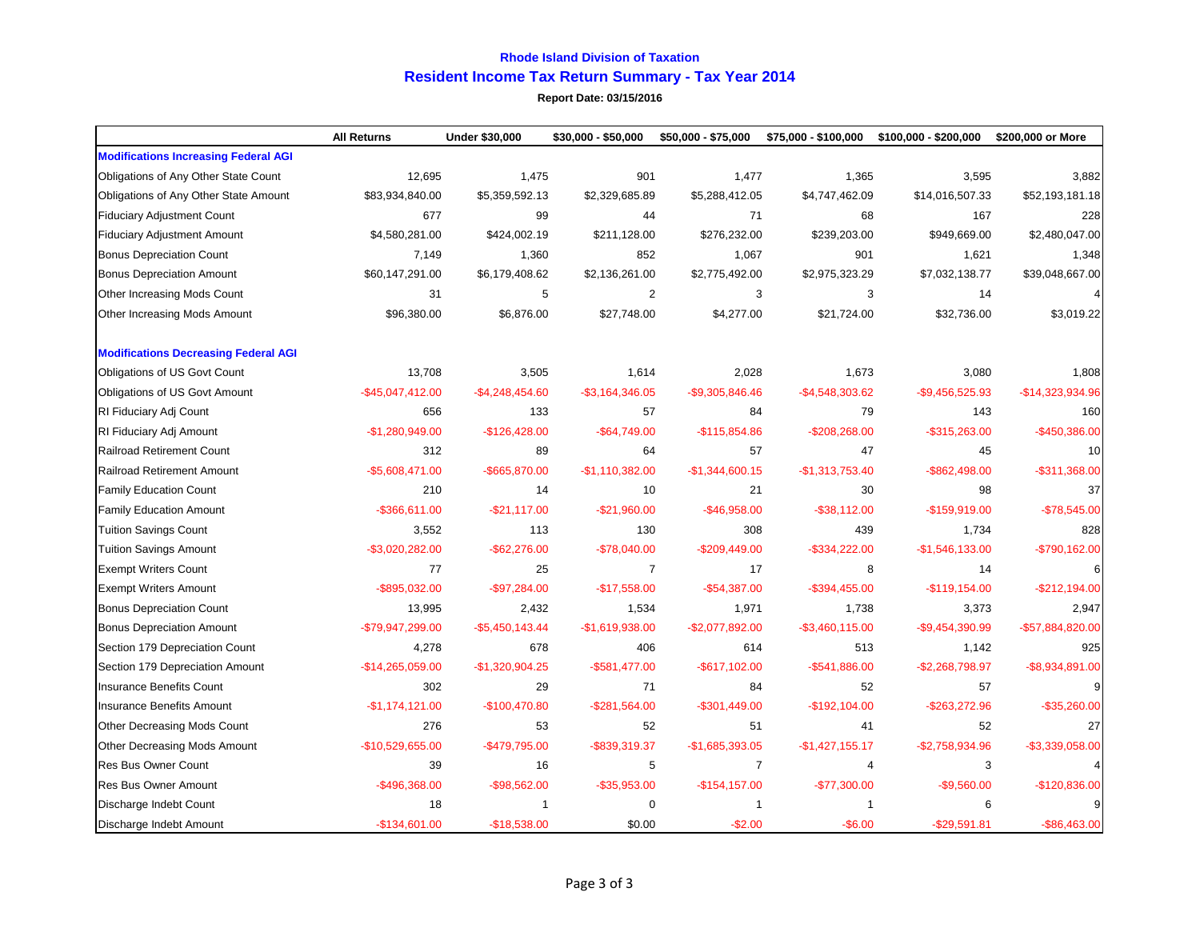**Rhode Island Division of Taxation**

## Resident Income Tax Return Summary - Tax Year 2014

**Report Date: 03/15/2016**

| | All Returns | Under $30,000 | $30,000 - $50,000 | $50,000 - $75,000 | $75,000 - $100,000 | $100,000 - $200,000 | $200,000 or More |
|---|---|---|---|---|---|---|---|
| **Modifications Increasing Federal AGI** | | | | | | | |
| Obligations of Any Other State Count | 12,695 | 1,475 | 901 | 1,477 | 1,365 | 3,595 | 3,882 |
| Obligations of Any Other State Amount | $83,934,840.00 | $5,359,592.13 | $2,329,685.89 | $5,288,412.05 | $4,747,462.09 | $14,016,507.33 | $52,193,181.18 |
| Fiduciary Adjustment Count | 677 | 99 | 44 | 71 | 68 | 167 | 228 |
| Fiduciary Adjustment Amount | $4,580,281.00 | $424,002.19 | $211,128.00 | $276,232.00 | $239,203.00 | $949,669.00 | $2,480,047.00 |
| Bonus Depreciation Count | 7,149 | 1,360 | 852 | 1,067 | 901 | 1,621 | 1,348 |
| Bonus Depreciation Amount | $60,147,291.00 | $6,179,408.62 | $2,136,261.00 | $2,775,492.00 | $2,975,323.29 | $7,032,138.77 | $39,048,667.00 |
| Other Increasing Mods Count | 31 | 5 | 2 | 3 | 3 | 14 | 4 |
| Other Increasing Mods Amount | $96,380.00 | $6,876.00 | $27,748.00 | $4,277.00 | $21,724.00 | $32,736.00 | $3,019.22 |
| **Modifications Decreasing Federal AGI** | | | | | | | |
| Obligations of US Govt Count | 13,708 | 3,505 | 1,614 | 2,028 | 1,673 | 3,080 | 1,808 |
| Obligations of US Govt Amount | -$45,047,412.00 | -$4,248,454.60 | -$3,164,346.05 | -$9,305,846.46 | -$4,548,303.62 | -$9,456,525.93 | -$14,323,934.96 |
| RI Fiduciary Adj Count | 656 | 133 | 57 | 84 | 79 | 143 | 160 |
| RI Fiduciary Adj Amount | -$1,280,949.00 | -$126,428.00 | -$64,749.00 | -$115,854.86 | -$208,268.00 | -$315,263.00 | -$450,386.00 |
| Railroad Retirement Count | 312 | 89 | 64 | 57 | 47 | 45 | 10 |
| Railroad Retirement Amount | -$5,608,471.00 | -$665,870.00 | -$1,110,382.00 | -$1,344,600.15 | -$1,313,753.40 | -$862,498.00 | -$311,368.00 |
| Family Education Count | 210 | 14 | 10 | 21 | 30 | 98 | 37 |
| Family Education Amount | -$366,611.00 | -$21,117.00 | -$21,960.00 | -$46,958.00 | -$38,112.00 | -$159,919.00 | -$78,545.00 |
| Tuition Savings Count | 3,552 | 113 | 130 | 308 | 439 | 1,734 | 828 |
| Tuition Savings Amount | -$3,020,282.00 | -$62,276.00 | -$78,040.00 | -$209,449.00 | -$334,222.00 | -$1,546,133.00 | -$790,162.00 |
| Exempt Writers Count | 77 | 25 | 7 | 17 | 8 | 14 | 6 |
| Exempt Writers Amount | -$895,032.00 | -$97,284.00 | -$17,558.00 | -$54,387.00 | -$394,455.00 | -$119,154.00 | -$212,194.00 |
| Bonus Depreciation Count | 13,995 | 2,432 | 1,534 | 1,971 | 1,738 | 3,373 | 2,947 |
| Bonus Depreciation Amount | -$79,947,299.00 | -$5,450,143.44 | -$1,619,938.00 | -$2,077,892.00 | -$3,460,115.00 | -$9,454,390.99 | -$57,884,820.00 |
| Section 179 Depreciation Count | 4,278 | 678 | 406 | 614 | 513 | 1,142 | 925 |
| Section 179 Depreciation Amount | -$14,265,059.00 | -$1,320,904.25 | -$581,477.00 | -$617,102.00 | -$541,886.00 | -$2,268,798.97 | -$8,934,891.00 |
| Insurance Benefits Count | 302 | 29 | 71 | 84 | 52 | 57 | 9 |
| Insurance Benefits Amount | -$1,174,121.00 | -$100,470.80 | -$281,564.00 | -$301,449.00 | -$192,104.00 | -$263,272.96 | -$35,260.00 |
| Other Decreasing Mods Count | 276 | 53 | 52 | 51 | 41 | 52 | 27 |
| Other Decreasing Mods Amount | -$10,529,655.00 | -$479,795.00 | -$839,319.37 | -$1,685,393.05 | -$1,427,155.17 | -$2,758,934.96 | -$3,339,058.00 |
| Res Bus Owner Count | 39 | 16 | 5 | 7 | 4 | 3 | 4 |
| Res Bus Owner Amount | -$496,368.00 | -$98,562.00 | -$35,953.00 | -$154,157.00 | -$77,300.00 | -$9,560.00 | -$120,836.00 |
| Discharge Indebt Count | 18 | 1 | 0 | 1 | 1 | 6 | 9 |
| Discharge Indebt Amount | -$134,601.00 | -$18,538.00 | $0.00 | -$2.00 | -$6.00 | -$29,591.81 | -$86,463.00 |